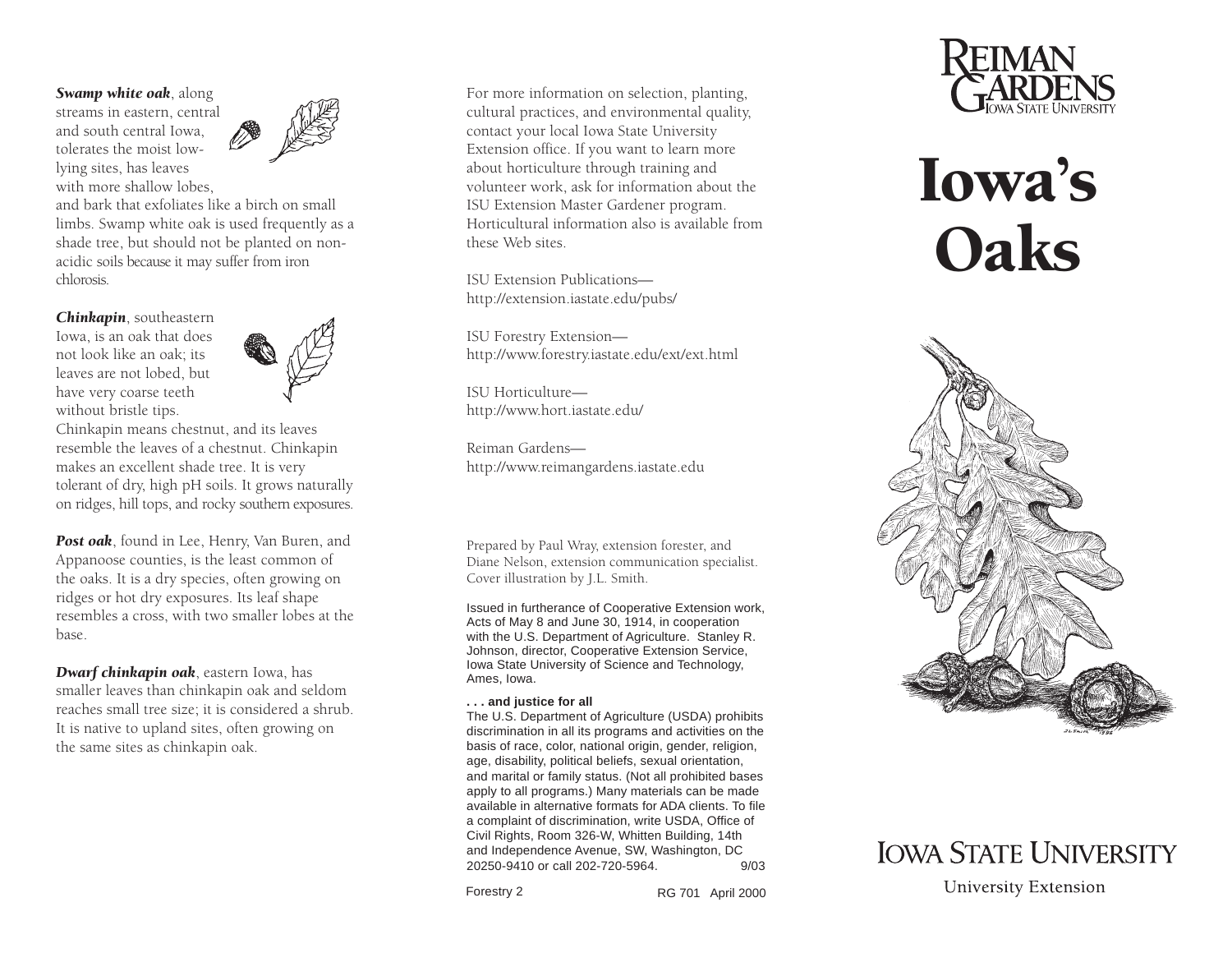***Swamp white oak***, along streams in eastern, central and south central Iowa, tolerates the moist low-lying sites, has leaves with more shallow lobes, and bark that exfoliates like a birch on small limbs. Swamp white oak is used frequently as a shade tree, but should not be planted on non-acidic soils because it may suffer from iron chlorosis.

***Chinkapin***, southeastern Iowa, is an oak that does not look like an oak; its leaves are not lobed, but have very coarse teeth without bristle tips. Chinkapin means chestnut, and its leaves resemble the leaves of a chestnut. Chinkapin makes an excellent shade tree. It is very tolerant of dry, high pH soils. It grows naturally on ridges, hill tops, and rocky southern exposures.

***Post oak***, found in Lee, Henry, Van Buren, and Appanoose counties, is the least common of the oaks. It is a dry species, often growing on ridges or hot dry exposures. Its leaf shape resembles a cross, with two smaller lobes at the base.

***Dwarf chinkapin oak***, eastern Iowa, has smaller leaves than chinkapin oak and seldom reaches small tree size; it is considered a shrub. It is native to upland sites, often growing on the same sites as chinkapin oak.

For more information on selection, planting, cultural practices, and environmental quality, contact your local Iowa State University Extension office. If you want to learn more about horticulture through training and volunteer work, ask for information about the ISU Extension Master Gardener program. Horticultural information also is available from these Web sites.

ISU Extension Publications—
http://extension.iastate.edu/pubs/

ISU Forestry Extension—
http://www.forestry.iastate.edu/ext/ext.html

ISU Horticulture—
http://www.hort.iastate.edu/

Reiman Gardens—
http://www.reimangardens.iastate.edu

Prepared by Paul Wray, extension forester, and Diane Nelson, extension communication specialist. Cover illustration by J.L. Smith.

Issued in furtherance of Cooperative Extension work, Acts of May 8 and June 30, 1914, in cooperation with the U.S. Department of Agriculture. Stanley R. Johnson, director, Cooperative Extension Service, Iowa State University of Science and Technology, Ames, Iowa.

**. . . and justice for all**
The U.S. Department of Agriculture (USDA) prohibits discrimination in all its programs and activities on the basis of race, color, national origin, gender, religion, age, disability, political beliefs, sexual orientation, and marital or family status. (Not all prohibited bases apply to all programs.) Many materials can be made available in alternative formats for ADA clients. To file a complaint of discrimination, write USDA, Office of Civil Rights, Room 326-W, Whitten Building, 14th and Independence Avenue, SW, Washington, DC 20250-9410 or call 202-720-5964. 9/03

Forestry 2 RG 701 April 2000

REIMAN GARDENS
IOWA STATE UNIVERSITY

# Iowa's Oaks

IOWA STATE UNIVERSITY
University Extension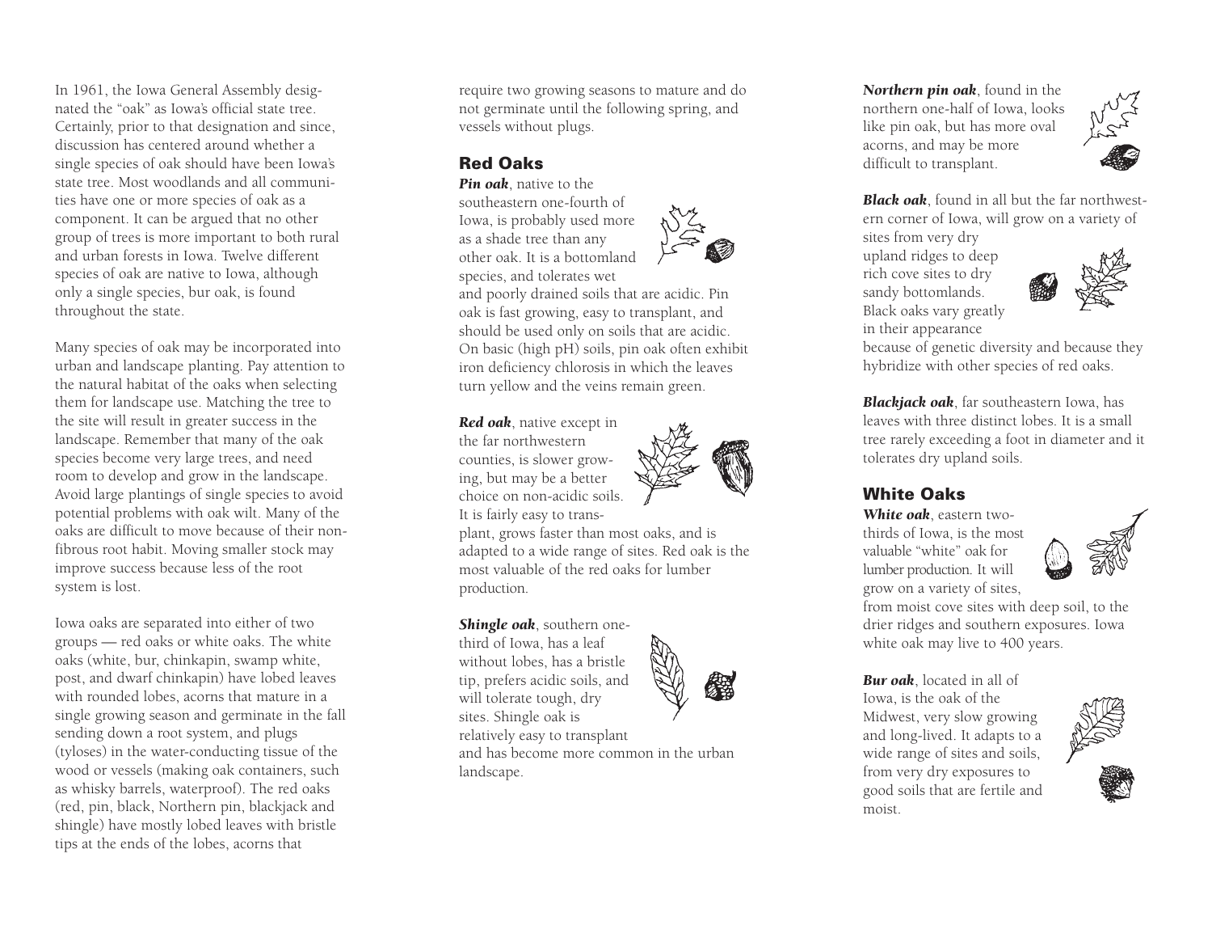In 1961, the Iowa General Assembly designated the "oak" as Iowa's official state tree. Certainly, prior to that designation and since, discussion has centered around whether a single species of oak should have been Iowa's state tree. Most woodlands and all communities have one or more species of oak as a component. It can be argued that no other group of trees is more important to both rural and urban forests in Iowa. Twelve different species of oak are native to Iowa, although only a single species, bur oak, is found throughout the state.

Many species of oak may be incorporated into urban and landscape planting. Pay attention to the natural habitat of the oaks when selecting them for landscape use. Matching the tree to the site will result in greater success in the landscape. Remember that many of the oak species become very large trees, and need room to develop and grow in the landscape. Avoid large plantings of single species to avoid potential problems with oak wilt. Many of the oaks are difficult to move because of their non-fibrous root habit. Moving smaller stock may improve success because less of the root system is lost.

Iowa oaks are separated into either of two groups — red oaks or white oaks. The white oaks (white, bur, chinkapin, swamp white, post, and dwarf chinkapin) have lobed leaves with rounded lobes, acorns that mature in a single growing season and germinate in the fall sending down a root system, and plugs (tyloses) in the water-conducting tissue of the wood or vessels (making oak containers, such as whisky barrels, waterproof). The red oaks (red, pin, black, Northern pin, blackjack and shingle) have mostly lobed leaves with bristle tips at the ends of the lobes, acorns that require two growing seasons to mature and do not germinate until the following spring, and vessels without plugs.

## Red Oaks

***Pin oak***, native to the southeastern one-fourth of Iowa, is probably used more as a shade tree than any other oak. It is a bottomland species, and tolerates wet and poorly drained soils that are acidic. Pin oak is fast growing, easy to transplant, and should be used only on soils that are acidic. On basic (high pH) soils, pin oak often exhibit iron deficiency chlorosis in which the leaves turn yellow and the veins remain green.

***Red oak***, native except in the far northwestern counties, is slower growing, but may be a better choice on non-acidic soils. It is fairly easy to transplant, grows faster than most oaks, and is adapted to a wide range of sites. Red oak is the most valuable of the red oaks for lumber production.

***Shingle oak***, southern one-third of Iowa, has a leaf without lobes, has a bristle tip, prefers acidic soils, and will tolerate tough, dry sites. Shingle oak is relatively easy to transplant and has become more common in the urban landscape.

***Northern pin oak***, found in the northern one-half of Iowa, looks like pin oak, but has more oval acorns, and may be more difficult to transplant.

***Black oak***, found in all but the far northwestern corner of Iowa, will grow on a variety of sites from very dry upland ridges to deep rich cove sites to dry sandy bottomlands. Black oaks vary greatly in their appearance because of genetic diversity and because they hybridize with other species of red oaks.

***Blackjack oak***, far southeastern Iowa, has leaves with three distinct lobes. It is a small tree rarely exceeding a foot in diameter and it tolerates dry upland soils.

## White Oaks

***White oak***, eastern two-thirds of Iowa, is the most valuable "white" oak for lumber production. It will grow on a variety of sites, from moist cove sites with deep soil, to the drier ridges and southern exposures. Iowa white oak may live to 400 years.

***Bur oak***, located in all of Iowa, is the oak of the Midwest, very slow growing and long-lived. It adapts to a wide range of sites and soils, from very dry exposures to good soils that are fertile and moist.